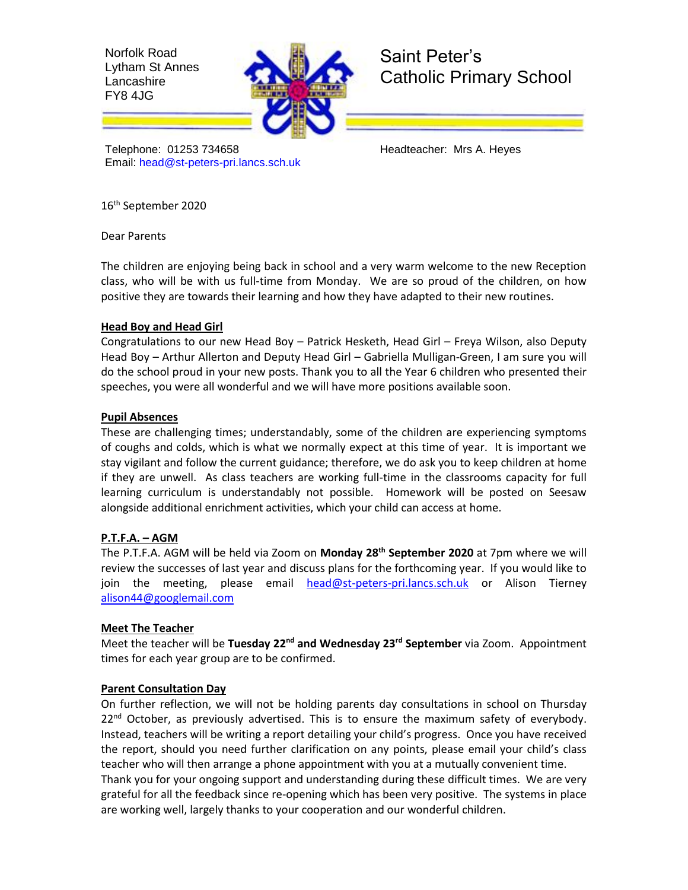Norfolk Road
Lytham St Annes
Lancashire
FY8 4JG

# Saint Peter's Catholic Primary School

Telephone: 01253 734658
Email: head@st-peters-pri.lancs.sch.uk

Headteacher: Mrs A. Heyes

16th September 2020

Dear Parents

The children are enjoying being back in school and a very warm welcome to the new Reception class, who will be with us full-time from Monday. We are so proud of the children, on how positive they are towards their learning and how they have adapted to their new routines.

## Head Boy and Head Girl

Congratulations to our new Head Boy – Patrick Hesketh, Head Girl – Freya Wilson, also Deputy Head Boy – Arthur Allerton and Deputy Head Girl – Gabriella Mulligan-Green, I am sure you will do the school proud in your new posts. Thank you to all the Year 6 children who presented their speeches, you were all wonderful and we will have more positions available soon.

## Pupil Absences

These are challenging times; understandably, some of the children are experiencing symptoms of coughs and colds, which is what we normally expect at this time of year. It is important we stay vigilant and follow the current guidance; therefore, we do ask you to keep children at home if they are unwell. As class teachers are working full-time in the classrooms capacity for full learning curriculum is understandably not possible. Homework will be posted on Seesaw alongside additional enrichment activities, which your child can access at home.

## P.T.F.A. – AGM

The P.T.F.A. AGM will be held via Zoom on **Monday 28th September 2020** at 7pm where we will review the successes of last year and discuss plans for the forthcoming year. If you would like to join the meeting, please email head@st-peters-pri.lancs.sch.uk or Alison Tierney alison44@googlemail.com

## Meet The Teacher

Meet the teacher will be **Tuesday 22nd and Wednesday 23rd September** via Zoom. Appointment times for each year group are to be confirmed.

## Parent Consultation Day

On further reflection, we will not be holding parents day consultations in school on Thursday 22nd October, as previously advertised. This is to ensure the maximum safety of everybody. Instead, teachers will be writing a report detailing your child's progress. Once you have received the report, should you need further clarification on any points, please email your child's class teacher who will then arrange a phone appointment with you at a mutually convenient time.

Thank you for your ongoing support and understanding during these difficult times. We are very grateful for all the feedback since re-opening which has been very positive. The systems in place are working well, largely thanks to your cooperation and our wonderful children.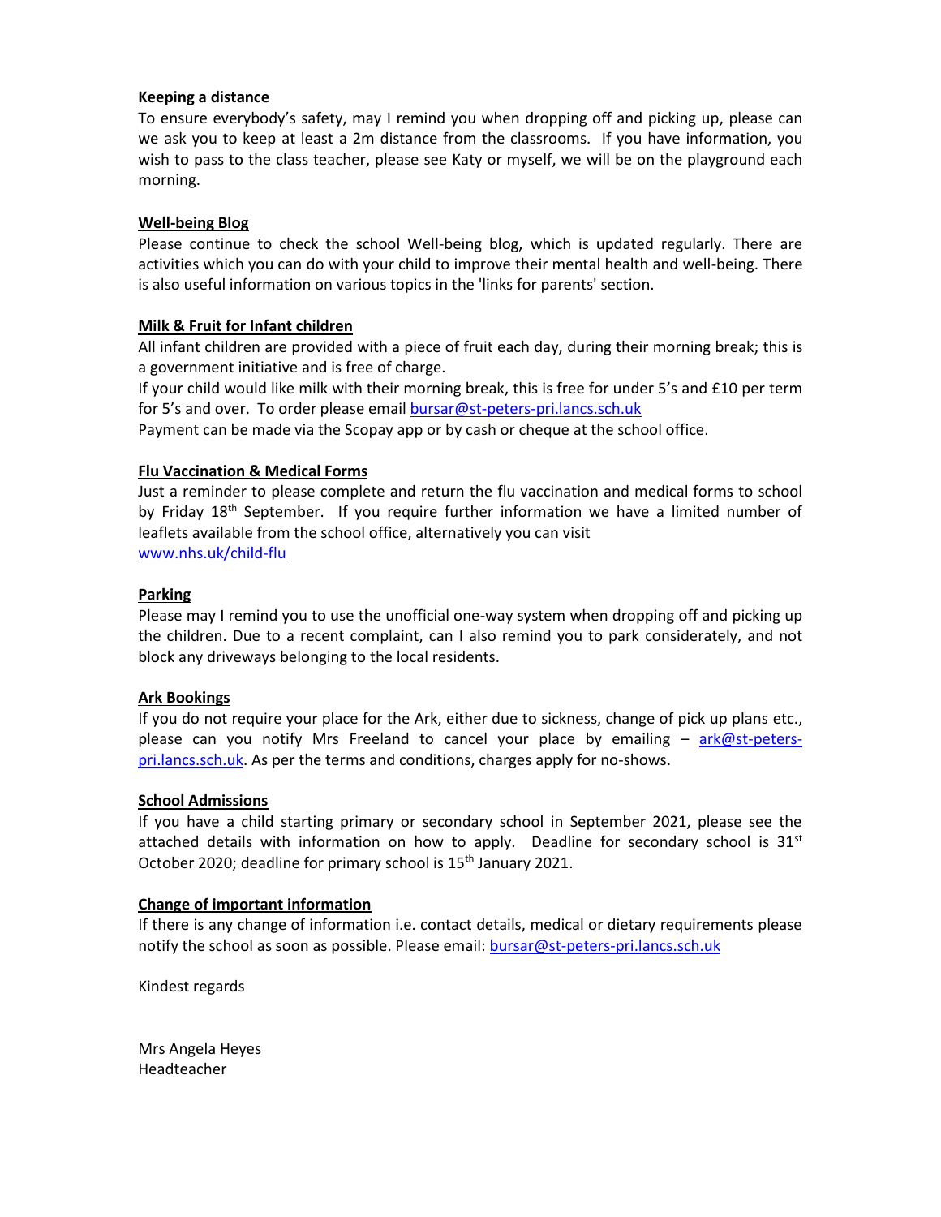**Keeping a distance**

To ensure everybody's safety, may I remind you when dropping off and picking up, please can we ask you to keep at least a 2m distance from the classrooms. If you have information, you wish to pass to the class teacher, please see Katy or myself, we will be on the playground each morning.

**Well-being Blog**

Please continue to check the school Well-being blog, which is updated regularly. There are activities which you can do with your child to improve their mental health and well-being. There is also useful information on various topics in the 'links for parents' section.

**Milk & Fruit for Infant children**

All infant children are provided with a piece of fruit each day, during their morning break; this is a government initiative and is free of charge.

If your child would like milk with their morning break, this is free for under 5's and £10 per term for 5's and over. To order please email bursar@st-peters-pri.lancs.sch.uk

Payment can be made via the Scopay app or by cash or cheque at the school office.

**Flu Vaccination & Medical Forms**

Just a reminder to please complete and return the flu vaccination and medical forms to school by Friday 18th September. If you require further information we have a limited number of leaflets available from the school office, alternatively you can visit www.nhs.uk/child-flu

**Parking**

Please may I remind you to use the unofficial one-way system when dropping off and picking up the children. Due to a recent complaint, can I also remind you to park considerately, and not block any driveways belonging to the local residents.

**Ark Bookings**

If you do not require your place for the Ark, either due to sickness, change of pick up plans etc., please can you notify Mrs Freeland to cancel your place by emailing – ark@st-peters-pri.lancs.sch.uk. As per the terms and conditions, charges apply for no-shows.

**School Admissions**

If you have a child starting primary or secondary school in September 2021, please see the attached details with information on how to apply. Deadline for secondary school is 31st October 2020; deadline for primary school is 15th January 2021.

**Change of important information**

If there is any change of information i.e. contact details, medical or dietary requirements please notify the school as soon as possible. Please email: bursar@st-peters-pri.lancs.sch.uk

Kindest regards

Mrs Angela Heyes
Headteacher